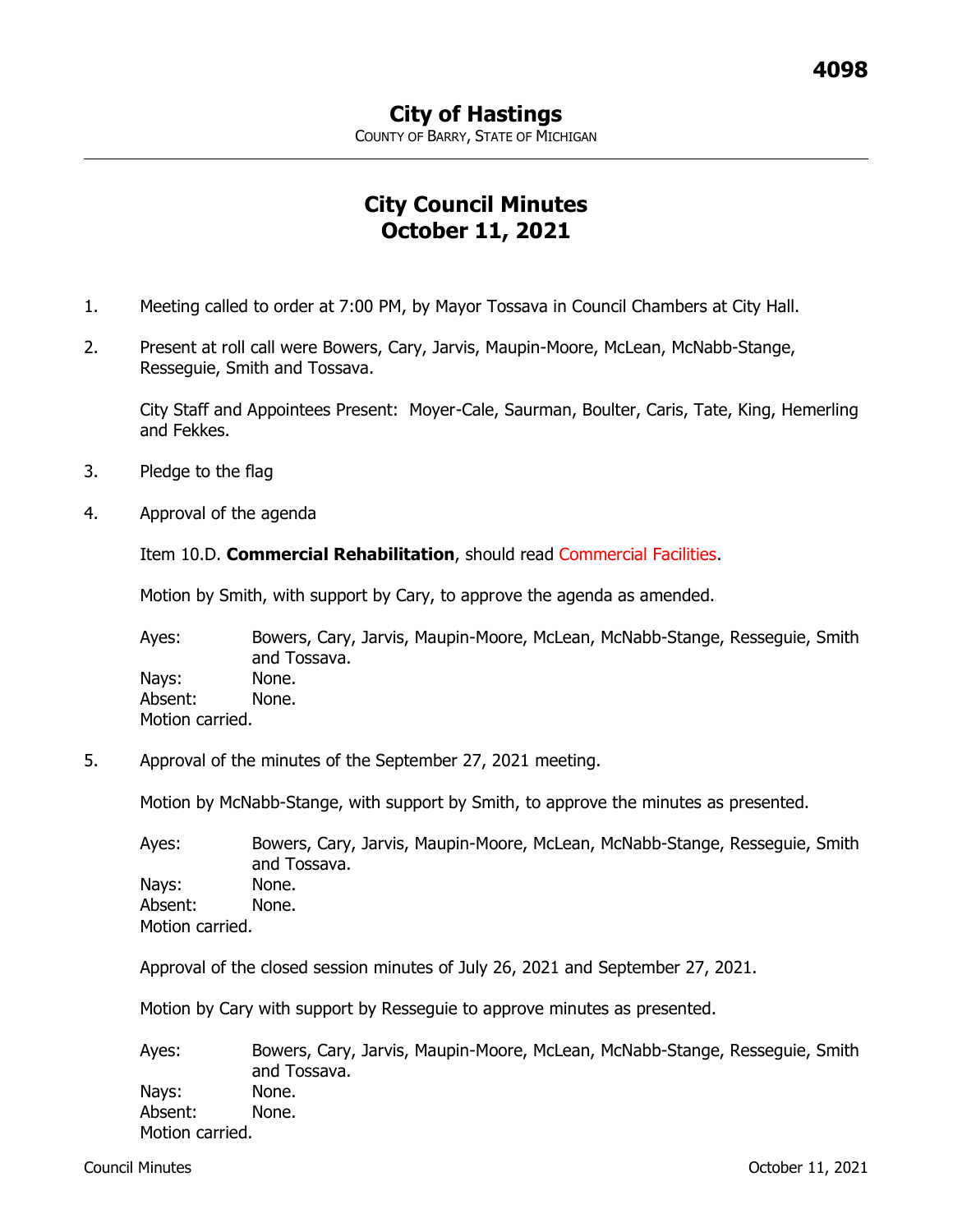# City of Hastings

COUNTY OF BARRY, STATE OF MICHIGAN

## City Council Minutes
## October 11, 2021

1. Meeting called to order at 7:00 PM, by Mayor Tossava in Council Chambers at City Hall.

2. Present at roll call were Bowers, Cary, Jarvis, Maupin-Moore, McLean, McNabb-Stange, Resseguie, Smith and Tossava.

   City Staff and Appointees Present: Moyer-Cale, Saurman, Boulter, Caris, Tate, King, Hemerling and Fekkes.

3. Pledge to the flag

4. Approval of the agenda

   Item 10.D. **Commercial Rehabilitation**, should read Commercial Facilities.

   Motion by Smith, with support by Cary, to approve the agenda as amended.

   Ayes: Bowers, Cary, Jarvis, Maupin-Moore, McLean, McNabb-Stange, Resseguie, Smith and Tossava.
   Nays: None.
   Absent: None.
   Motion carried.

5. Approval of the minutes of the September 27, 2021 meeting.

   Motion by McNabb-Stange, with support by Smith, to approve the minutes as presented.

   Ayes: Bowers, Cary, Jarvis, Maupin-Moore, McLean, McNabb-Stange, Resseguie, Smith and Tossava.
   Nays: None.
   Absent: None.
   Motion carried.

   Approval of the closed session minutes of July 26, 2021 and September 27, 2021.

   Motion by Cary with support by Resseguie to approve minutes as presented.

   Ayes: Bowers, Cary, Jarvis, Maupin-Moore, McLean, McNabb-Stange, Resseguie, Smith and Tossava.
   Nays: None.
   Absent: None.
   Motion carried.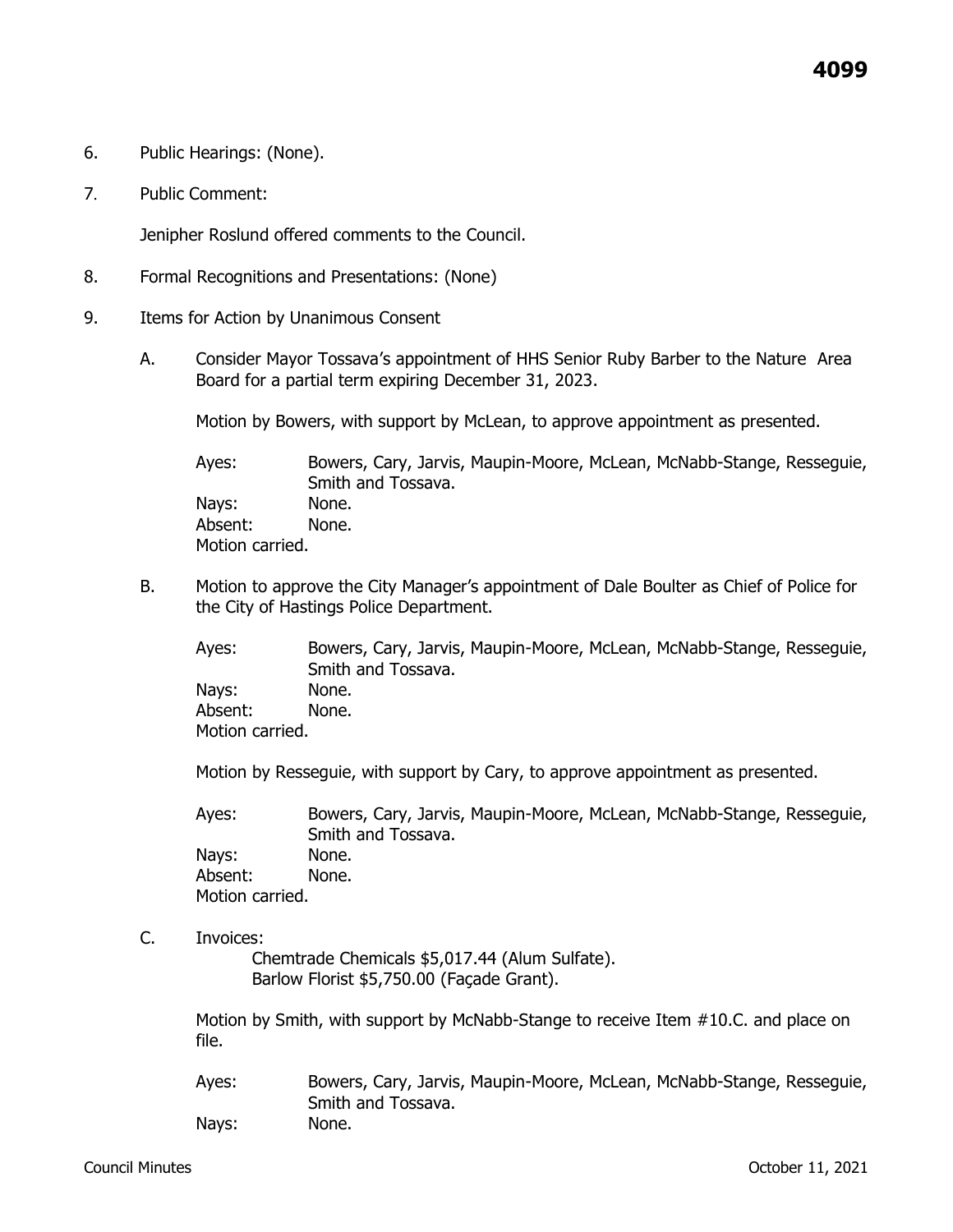6. Public Hearings: (None).

7. Public Comment:

   Jenipher Roslund offered comments to the Council.

8. Formal Recognitions and Presentations: (None)

9. Items for Action by Unanimous Consent

   A. Consider Mayor Tossava's appointment of HHS Senior Ruby Barber to the Nature Area Board for a partial term expiring December 31, 2023.

      Motion by Bowers, with support by McLean, to approve appointment as presented.

      Ayes: Bowers, Cary, Jarvis, Maupin-Moore, McLean, McNabb-Stange, Resseguie, Smith and Tossava.
      Nays: None.
      Absent: None.
      Motion carried.

   B. Motion to approve the City Manager's appointment of Dale Boulter as Chief of Police for the City of Hastings Police Department.

      Ayes: Bowers, Cary, Jarvis, Maupin-Moore, McLean, McNabb-Stange, Resseguie, Smith and Tossava.
      Nays: None.
      Absent: None.
      Motion carried.

      Motion by Resseguie, with support by Cary, to approve appointment as presented.

      Ayes: Bowers, Cary, Jarvis, Maupin-Moore, McLean, McNabb-Stange, Resseguie, Smith and Tossava.
      Nays: None.
      Absent: None.
      Motion carried.

   C. Invoices:
      Chemtrade Chemicals $5,017.44 (Alum Sulfate).
      Barlow Florist $5,750.00 (Façade Grant).

      Motion by Smith, with support by McNabb-Stange to receive Item #10.C. and place on file.

      Ayes: Bowers, Cary, Jarvis, Maupin-Moore, McLean, McNabb-Stange, Resseguie, Smith and Tossava.
      Nays: None.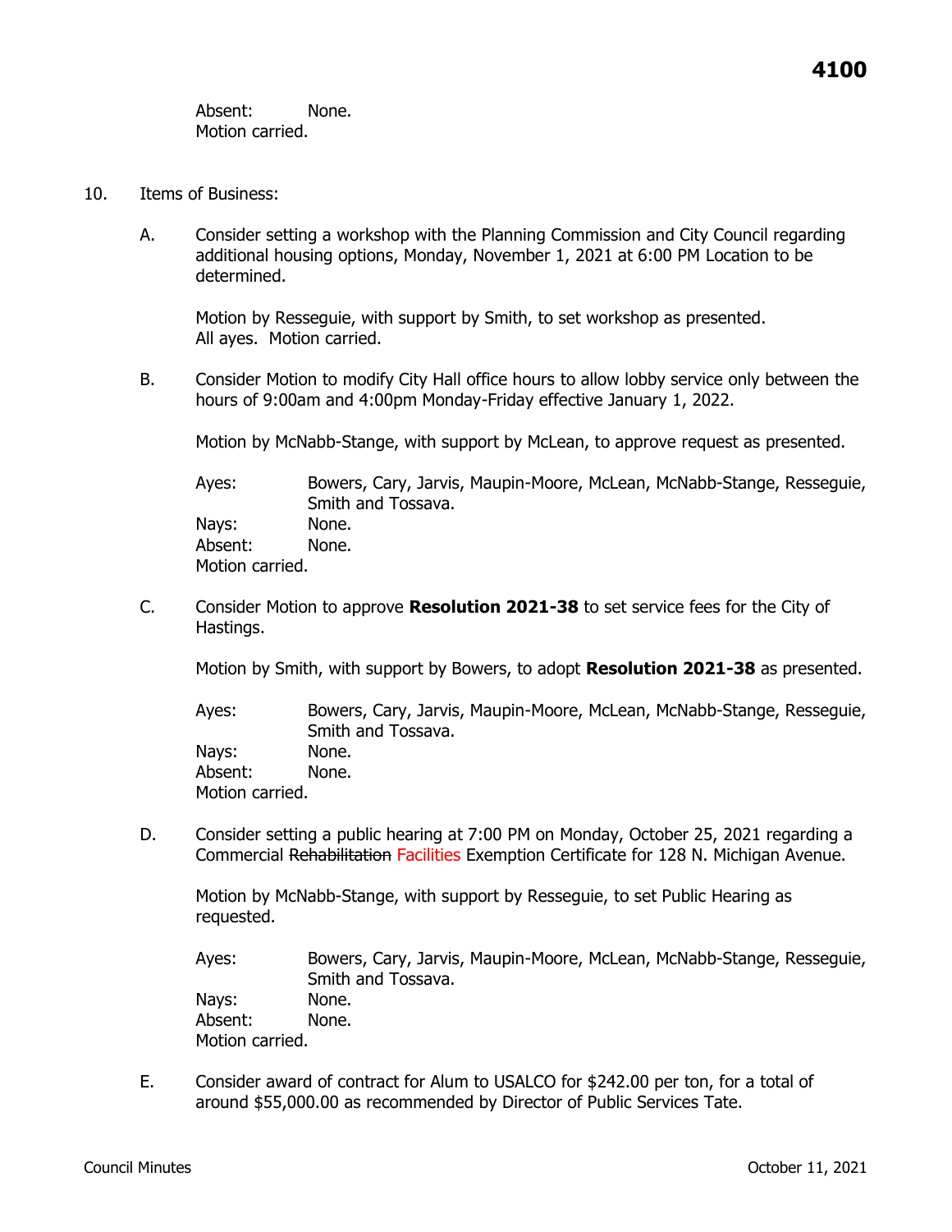Absent: None.
Motion carried.

10. Items of Business:

    A. Consider setting a workshop with the Planning Commission and City Council regarding additional housing options, Monday, November 1, 2021 at 6:00 PM Location to be determined.

       Motion by Resseguie, with support by Smith, to set workshop as presented.
       All ayes. Motion carried.

    B. Consider Motion to modify City Hall office hours to allow lobby service only between the hours of 9:00am and 4:00pm Monday-Friday effective January 1, 2022.

       Motion by McNabb-Stange, with support by McLean, to approve request as presented.

       Ayes: Bowers, Cary, Jarvis, Maupin-Moore, McLean, McNabb-Stange, Resseguie, Smith and Tossava.
       Nays: None.
       Absent: None.
       Motion carried.

    C. Consider Motion to approve **Resolution 2021-38** to set service fees for the City of Hastings.

       Motion by Smith, with support by Bowers, to adopt **Resolution 2021-38** as presented.

       Ayes: Bowers, Cary, Jarvis, Maupin-Moore, McLean, McNabb-Stange, Resseguie, Smith and Tossava.
       Nays: None.
       Absent: None.
       Motion carried.

    D. Consider setting a public hearing at 7:00 PM on Monday, October 25, 2021 regarding a Commercial ~~Rehabilitation~~ Facilities Exemption Certificate for 128 N. Michigan Avenue.

       Motion by McNabb-Stange, with support by Resseguie, to set Public Hearing as requested.

       Ayes: Bowers, Cary, Jarvis, Maupin-Moore, McLean, McNabb-Stange, Resseguie, Smith and Tossava.
       Nays: None.
       Absent: None.
       Motion carried.

    E. Consider award of contract for Alum to USALCO for $242.00 per ton, for a total of around $55,000.00 as recommended by Director of Public Services Tate.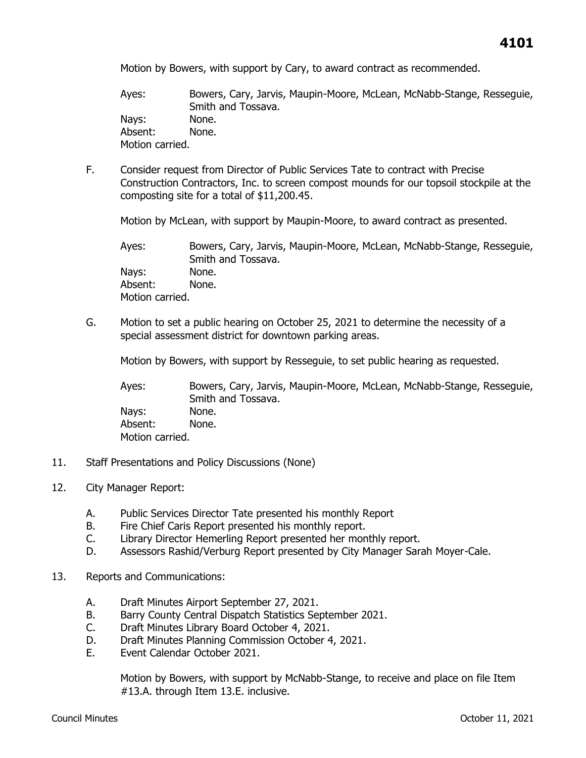Motion by Bowers, with support by Cary, to award contract as recommended.

Ayes: Bowers, Cary, Jarvis, Maupin-Moore, McLean, McNabb-Stange, Resseguie, Smith and Tossava.
Nays: None.
Absent: None.
Motion carried.

F. Consider request from Director of Public Services Tate to contract with Precise Construction Contractors, Inc. to screen compost mounds for our topsoil stockpile at the composting site for a total of $11,200.45.

Motion by McLean, with support by Maupin-Moore, to award contract as presented.

Ayes: Bowers, Cary, Jarvis, Maupin-Moore, McLean, McNabb-Stange, Resseguie, Smith and Tossava.
Nays: None.
Absent: None.
Motion carried.

G. Motion to set a public hearing on October 25, 2021 to determine the necessity of a special assessment district for downtown parking areas.

Motion by Bowers, with support by Resseguie, to set public hearing as requested.

Ayes: Bowers, Cary, Jarvis, Maupin-Moore, McLean, McNabb-Stange, Resseguie, Smith and Tossava.
Nays: None.
Absent: None.
Motion carried.

11. Staff Presentations and Policy Discussions (None)

12. City Manager Report:

A. Public Services Director Tate presented his monthly Report
B. Fire Chief Caris Report presented his monthly report.
C. Library Director Hemerling Report presented her monthly report.
D. Assessors Rashid/Verburg Report presented by City Manager Sarah Moyer-Cale.

13. Reports and Communications:

A. Draft Minutes Airport September 27, 2021.
B. Barry County Central Dispatch Statistics September 2021.
C. Draft Minutes Library Board October 4, 2021.
D. Draft Minutes Planning Commission October 4, 2021.
E. Event Calendar October 2021.

Motion by Bowers, with support by McNabb-Stange, to receive and place on file Item #13.A. through Item 13.E. inclusive.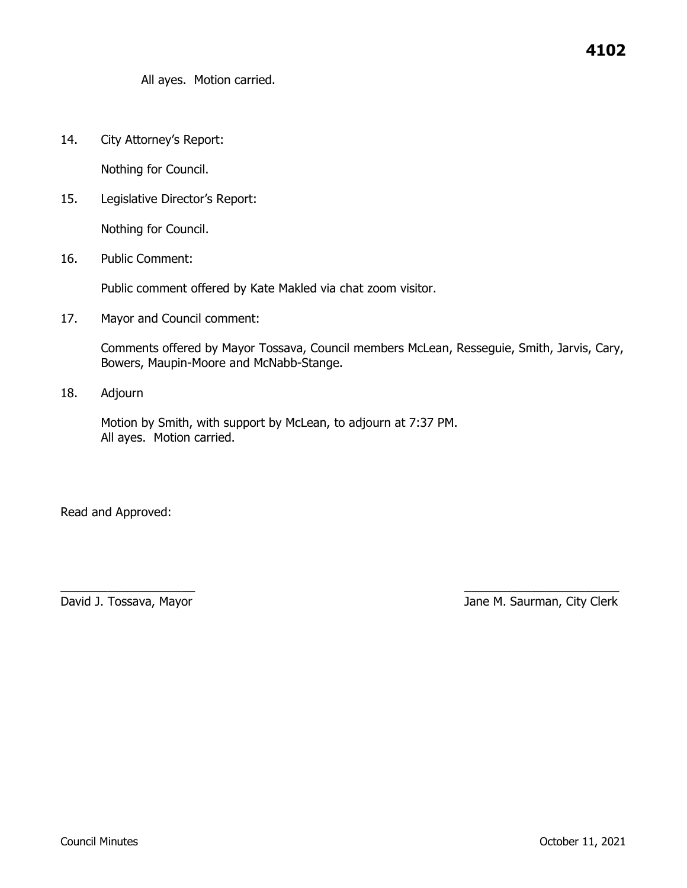All ayes. Motion carried.

14. City Attorney's Report:

    Nothing for Council.

15. Legislative Director's Report:

    Nothing for Council.

16. Public Comment:

    Public comment offered by Kate Makled via chat zoom visitor.

17. Mayor and Council comment:

    Comments offered by Mayor Tossava, Council members McLean, Resseguie, Smith, Jarvis, Cary, Bowers, Maupin-Moore and McNabb-Stange.

18. Adjourn

    Motion by Smith, with support by McLean, to adjourn at 7:37 PM.
    All ayes. Motion carried.

Read and Approved:

_____________________
David J. Tossava, Mayor

_______________________
Jane M. Saurman, City Clerk